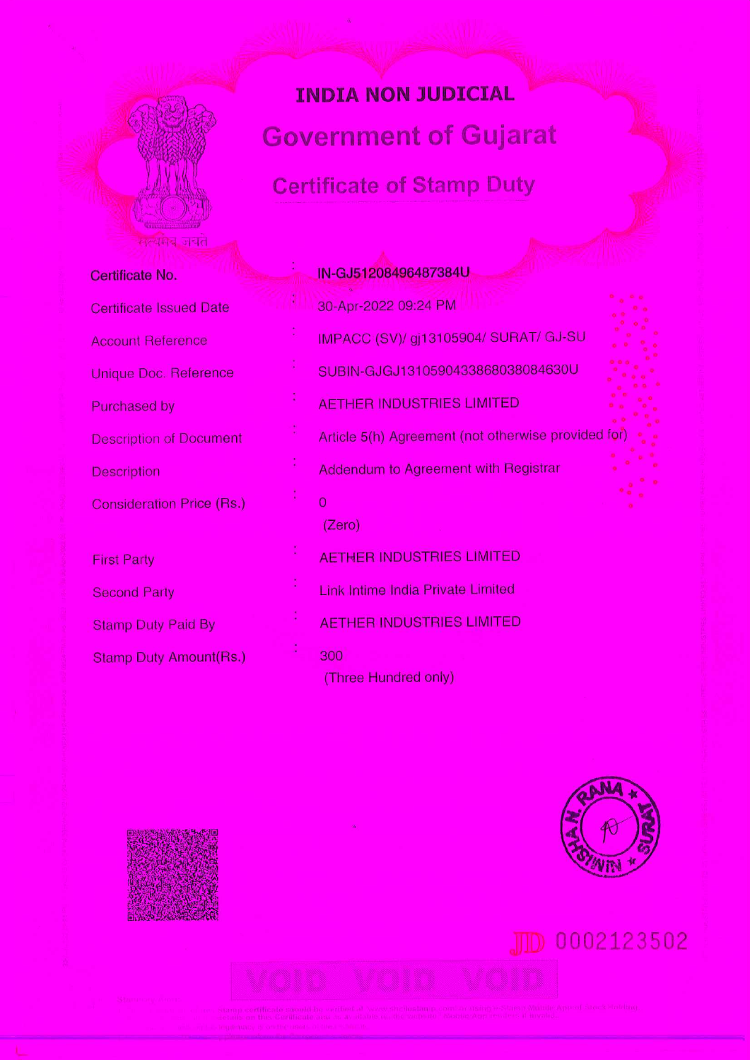# INDIA NON JUDICIAL

## Government of Gujarat

### Certificate of Stamp Duty

सत्यमेव जयते

| | | |
|---|---|---|
| Certificate No. | : | IN-GJ51208496487384U |
| Certificate Issued Date | : | 30-Apr-2022 09:24 PM |
| Account Reference | : | IMPACC (SV)/ gj13105904/ SURAT/ GJ-SU |
| Unique Doc. Reference | : | SUBIN-GJGJ1310590433868038084630U |
| Purchased by | : | AETHER INDUSTRIES LIMITED |
| Description of Document | : | Article 5(h) Agreement (not otherwise provided for) |
| Description | : | Addendum to Agreement with Registrar |
| Consideration Price (Rs.) | : | 0 (Zero) |
| First Party | : | AETHER INDUSTRIES LIMITED |
| Second Party | : | Link Intime India Private Limited |
| Stamp Duty Paid By | : | AETHER INDUSTRIES LIMITED |
| Stamp Duty Amount(Rs.) | : | 300 (Three Hundred only) |

NIMISHA N. RANA * SURAT *

JD 0002123502

VOID VOID VOID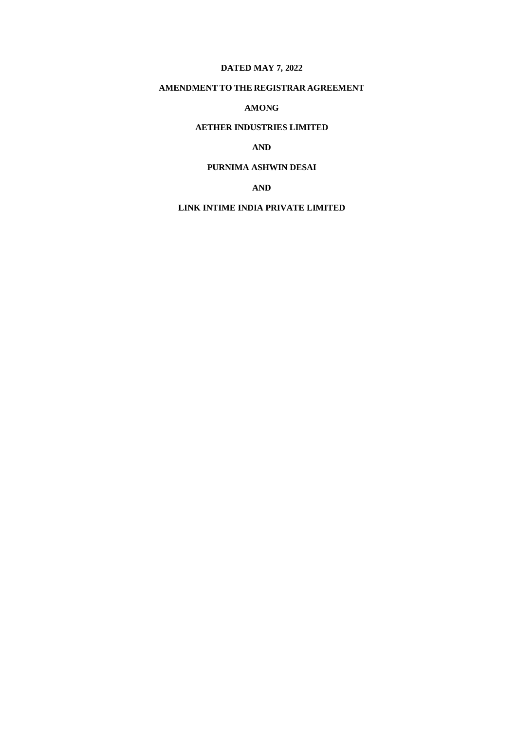**DATED MAY 7, 2022**

**AMENDMENT TO THE REGISTRAR AGREEMENT**

**AMONG**

**AETHER INDUSTRIES LIMITED**

**AND**

**PURNIMA ASHWIN DESAI**

**AND**

**LINK INTIME INDIA PRIVATE LIMITED**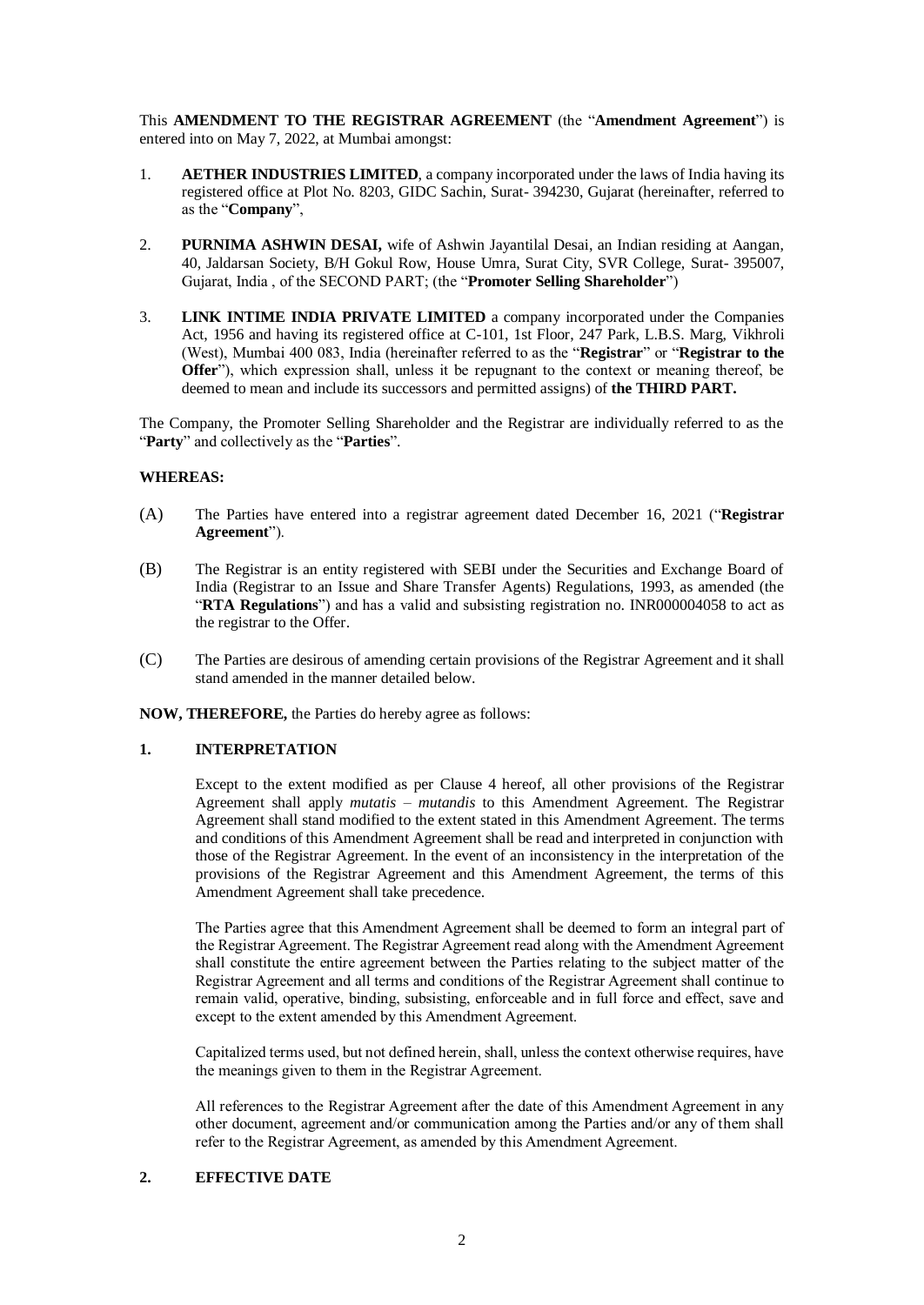This **AMENDMENT TO THE REGISTRAR AGREEMENT** (the "**Amendment Agreement**") is entered into on May 7, 2022, at Mumbai amongst:

1. **AETHER INDUSTRIES LIMITED**, a company incorporated under the laws of India having its registered office at Plot No. 8203, GIDC Sachin, Surat- 394230, Gujarat (hereinafter, referred to as the "**Company**",

2. **PURNIMA ASHWIN DESAI,** wife of Ashwin Jayantilal Desai, an Indian residing at Aangan, 40, Jaldarsan Society, B/H Gokul Row, House Umra, Surat City, SVR College, Surat- 395007, Gujarat, India , of the SECOND PART; (the "**Promoter Selling Shareholder**")

3. **LINK INTIME INDIA PRIVATE LIMITED** a company incorporated under the Companies Act, 1956 and having its registered office at C-101, 1st Floor, 247 Park, L.B.S. Marg, Vikhroli (West), Mumbai 400 083, India (hereinafter referred to as the "**Registrar**" or "**Registrar to the Offer**"), which expression shall, unless it be repugnant to the context or meaning thereof, be deemed to mean and include its successors and permitted assigns) of **the THIRD PART.**

The Company, the Promoter Selling Shareholder and the Registrar are individually referred to as the "**Party**" and collectively as the "**Parties**".

**WHEREAS:**

(A) The Parties have entered into a registrar agreement dated December 16, 2021 ("**Registrar Agreement**").

(B) The Registrar is an entity registered with SEBI under the Securities and Exchange Board of India (Registrar to an Issue and Share Transfer Agents) Regulations, 1993, as amended (the "**RTA Regulations**") and has a valid and subsisting registration no. INR000004058 to act as the registrar to the Offer.

(C) The Parties are desirous of amending certain provisions of the Registrar Agreement and it shall stand amended in the manner detailed below.

**NOW, THEREFORE,** the Parties do hereby agree as follows:

## 1. INTERPRETATION

Except to the extent modified as per Clause 4 hereof, all other provisions of the Registrar Agreement shall apply *mutatis – mutandis* to this Amendment Agreement. The Registrar Agreement shall stand modified to the extent stated in this Amendment Agreement. The terms and conditions of this Amendment Agreement shall be read and interpreted in conjunction with those of the Registrar Agreement. In the event of an inconsistency in the interpretation of the provisions of the Registrar Agreement and this Amendment Agreement, the terms of this Amendment Agreement shall take precedence.

The Parties agree that this Amendment Agreement shall be deemed to form an integral part of the Registrar Agreement. The Registrar Agreement read along with the Amendment Agreement shall constitute the entire agreement between the Parties relating to the subject matter of the Registrar Agreement and all terms and conditions of the Registrar Agreement shall continue to remain valid, operative, binding, subsisting, enforceable and in full force and effect, save and except to the extent amended by this Amendment Agreement.

Capitalized terms used, but not defined herein, shall, unless the context otherwise requires, have the meanings given to them in the Registrar Agreement.

All references to the Registrar Agreement after the date of this Amendment Agreement in any other document, agreement and/or communication among the Parties and/or any of them shall refer to the Registrar Agreement, as amended by this Amendment Agreement.

## 2. EFFECTIVE DATE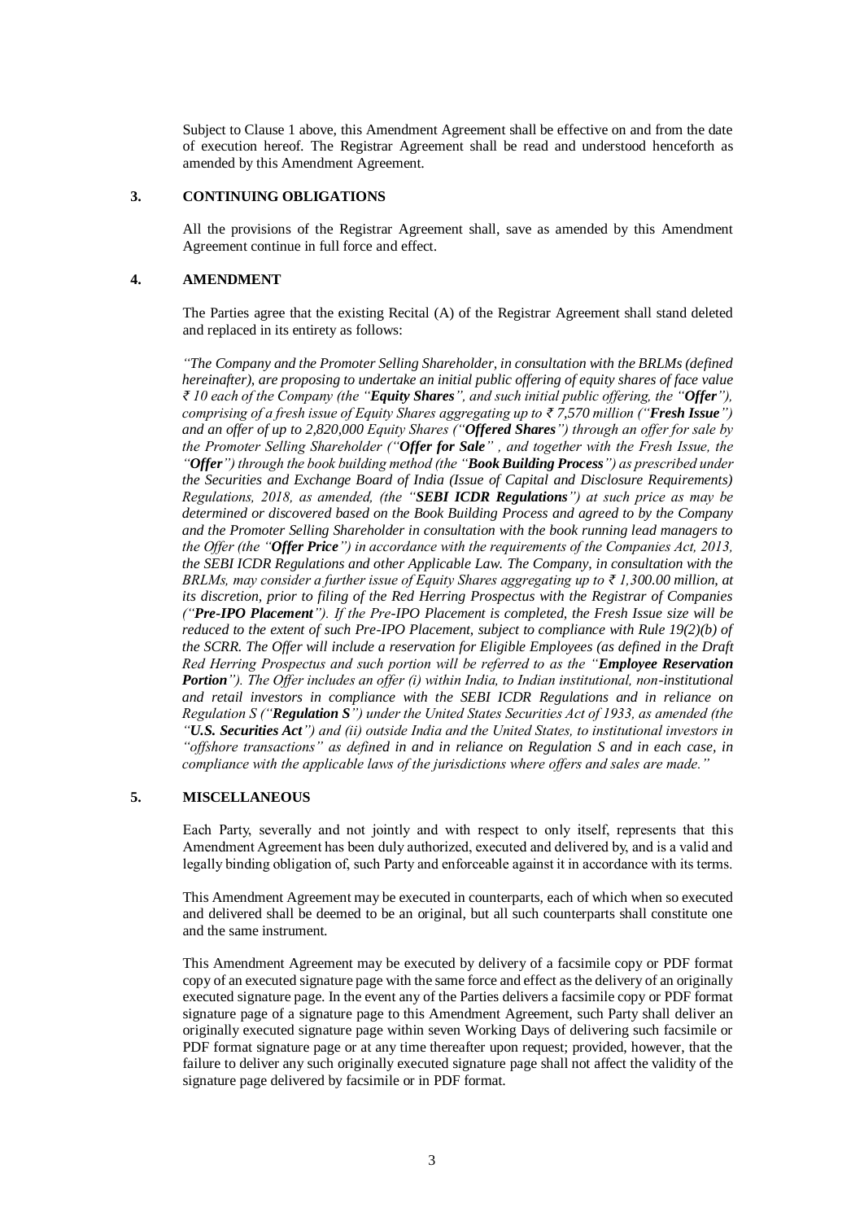Subject to Clause 1 above, this Amendment Agreement shall be effective on and from the date of execution hereof. The Registrar Agreement shall be read and understood henceforth as amended by this Amendment Agreement.

## 3. CONTINUING OBLIGATIONS

All the provisions of the Registrar Agreement shall, save as amended by this Amendment Agreement continue in full force and effect.

## 4. AMENDMENT

The Parties agree that the existing Recital (A) of the Registrar Agreement shall stand deleted and replaced in its entirety as follows:

*"The Company and the Promoter Selling Shareholder, in consultation with the BRLMs (defined hereinafter), are proposing to undertake an initial public offering of equity shares of face value ₹ 10 each of the Company (the "**Equity Shares**", and such initial public offering, the "**Offer**"), comprising of a fresh issue of Equity Shares aggregating up to ₹ 7,570 million ("**Fresh Issue**") and an offer of up to 2,820,000 Equity Shares ("**Offered Shares**") through an offer for sale by the Promoter Selling Shareholder ("**Offer for Sale**" , and together with the Fresh Issue, the "**Offer**") through the book building method (the "**Book Building Process**") as prescribed under the Securities and Exchange Board of India (Issue of Capital and Disclosure Requirements) Regulations, 2018, as amended, (the "**SEBI ICDR Regulations**") at such price as may be determined or discovered based on the Book Building Process and agreed to by the Company and the Promoter Selling Shareholder in consultation with the book running lead managers to the Offer (the "**Offer Price**") in accordance with the requirements of the Companies Act, 2013, the SEBI ICDR Regulations and other Applicable Law. The Company, in consultation with the BRLMs, may consider a further issue of Equity Shares aggregating up to ₹ 1,300.00 million, at its discretion, prior to filing of the Red Herring Prospectus with the Registrar of Companies ("**Pre-IPO Placement**"). If the Pre-IPO Placement is completed, the Fresh Issue size will be reduced to the extent of such Pre-IPO Placement, subject to compliance with Rule 19(2)(b) of the SCRR. The Offer will include a reservation for Eligible Employees (as defined in the Draft Red Herring Prospectus and such portion will be referred to as the "**Employee Reservation Portion**"). The Offer includes an offer (i) within India, to Indian institutional, non-institutional and retail investors in compliance with the SEBI ICDR Regulations and in reliance on Regulation S ("**Regulation S**") under the United States Securities Act of 1933, as amended (the "**U.S. Securities Act**") and (ii) outside India and the United States, to institutional investors in "offshore transactions" as defined in and in reliance on Regulation S and in each case, in compliance with the applicable laws of the jurisdictions where offers and sales are made."*

## 5. MISCELLANEOUS

Each Party, severally and not jointly and with respect to only itself, represents that this Amendment Agreement has been duly authorized, executed and delivered by, and is a valid and legally binding obligation of, such Party and enforceable against it in accordance with its terms.

This Amendment Agreement may be executed in counterparts, each of which when so executed and delivered shall be deemed to be an original, but all such counterparts shall constitute one and the same instrument.

This Amendment Agreement may be executed by delivery of a facsimile copy or PDF format copy of an executed signature page with the same force and effect as the delivery of an originally executed signature page. In the event any of the Parties delivers a facsimile copy or PDF format signature page of a signature page to this Amendment Agreement, such Party shall deliver an originally executed signature page within seven Working Days of delivering such facsimile or PDF format signature page or at any time thereafter upon request; provided, however, that the failure to deliver any such originally executed signature page shall not affect the validity of the signature page delivered by facsimile or in PDF format.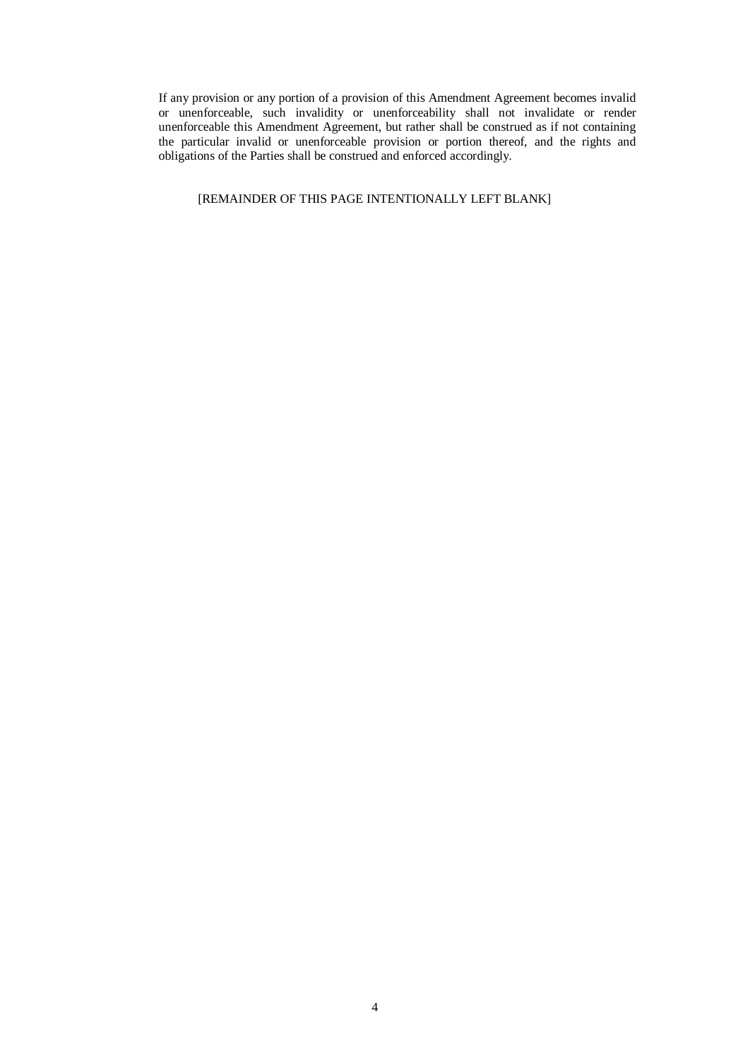If any provision or any portion of a provision of this Amendment Agreement becomes invalid or unenforceable, such invalidity or unenforceability shall not invalidate or render unenforceable this Amendment Agreement, but rather shall be construed as if not containing the particular invalid or unenforceable provision or portion thereof, and the rights and obligations of the Parties shall be construed and enforced accordingly.

[REMAINDER OF THIS PAGE INTENTIONALLY LEFT BLANK]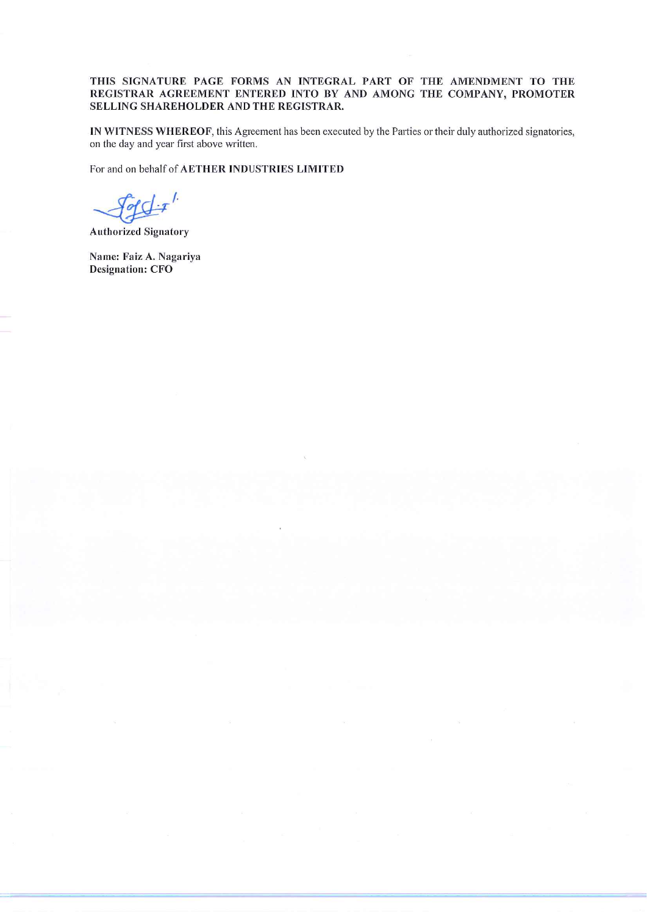**THIS SIGNATURE PAGE FORMS AN INTEGRAL PART OF THE AMENDMENT TO THE REGISTRAR AGREEMENT ENTERED INTO BY AND AMONG THE COMPANY, PROMOTER SELLING SHAREHOLDER AND THE REGISTRAR.**

**IN WITNESS WHEREOF**, this Agreement has been executed by the Parties or their duly authorized signatories, on the day and year first above written.

For and on behalf of **AETHER INDUSTRIES LIMITED**

**Authorized Signatory**

**Name: Faiz A. Nagariya**
**Designation: CFO**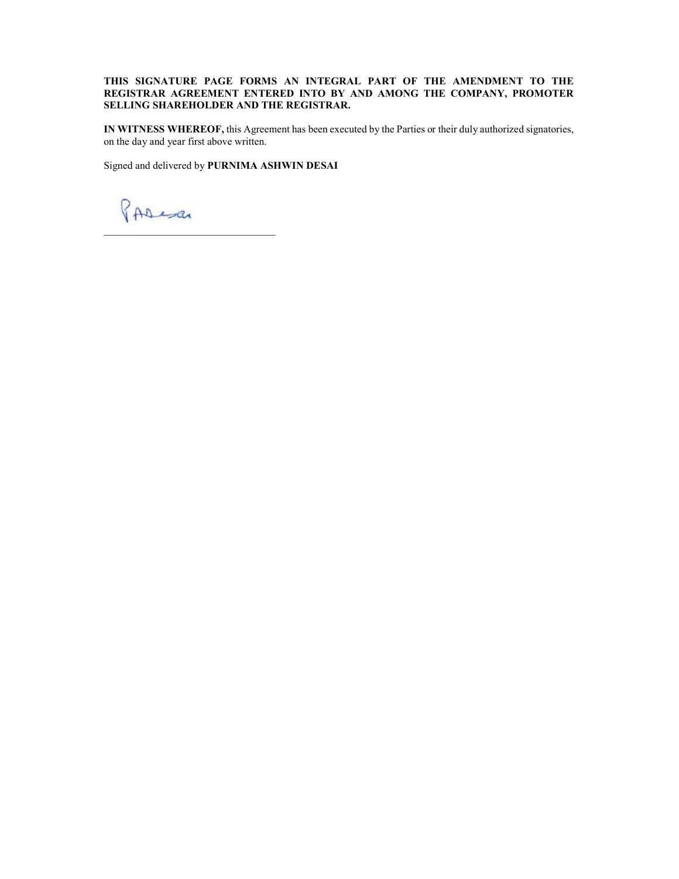**THIS SIGNATURE PAGE FORMS AN INTEGRAL PART OF THE AMENDMENT TO THE REGISTRAR AGREEMENT ENTERED INTO BY AND AMONG THE COMPANY, PROMOTER SELLING SHAREHOLDER AND THE REGISTRAR.**

**IN WITNESS WHEREOF,** this Agreement has been executed by the Parties or their duly authorized signatories, on the day and year first above written.

Signed and delivered by **PURNIMA ASHWIN DESAI**

PADesai

\_\_\_\_\_\_\_\_\_\_\_\_\_\_\_\_\_\_\_\_\_\_\_\_\_\_\_\_\_\_\_\_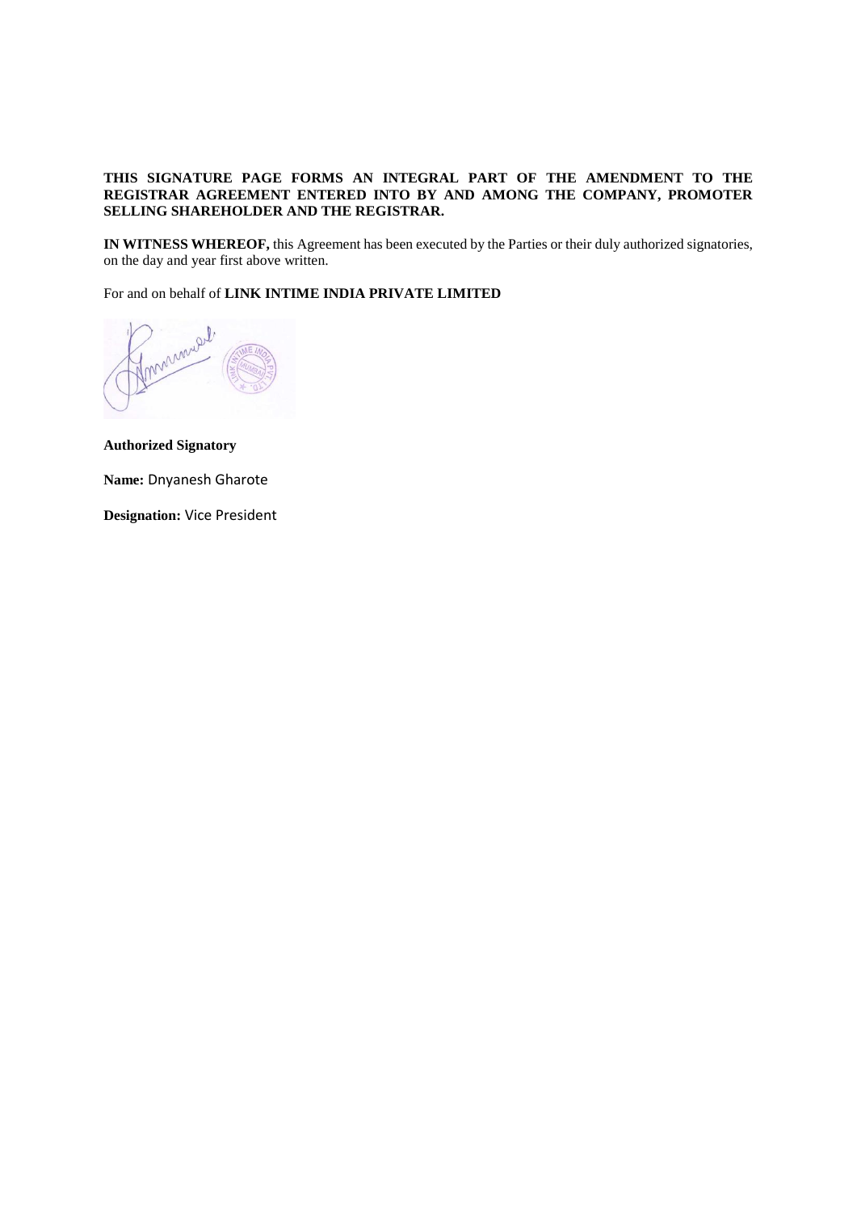**THIS SIGNATURE PAGE FORMS AN INTEGRAL PART OF THE AMENDMENT TO THE REGISTRAR AGREEMENT ENTERED INTO BY AND AMONG THE COMPANY, PROMOTER SELLING SHAREHOLDER AND THE REGISTRAR.**

**IN WITNESS WHEREOF,** this Agreement has been executed by the Parties or their duly authorized signatories, on the day and year first above written.

For and on behalf of **LINK INTIME INDIA PRIVATE LIMITED**

**Authorized Signatory**

**Name:** Dnyanesh Gharote

**Designation:** Vice President